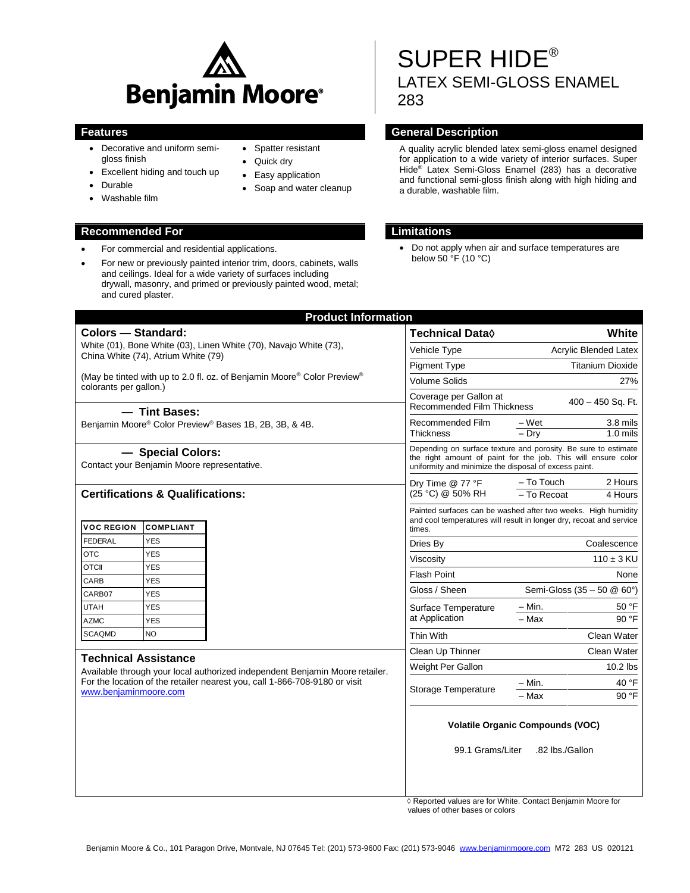Benjamin Moore®

# SUPER HIDE®

## LATEX SEMI-GLOSS ENAMEL 283

## Features

- Decorative and uniform semi-gloss finish
- Excellent hiding and touch up
- Durable
- Washable film
- Spatter resistant
- Quick dry
- Easy application
- Soap and water cleanup

## General Description

A quality acrylic blended latex semi-gloss enamel designed for application to a wide variety of interior surfaces. Super Hide® Latex Semi-Gloss Enamel (283) has a decorative and functional semi-gloss finish along with high hiding and a durable, washable film.

## Recommended For

- For commercial and residential applications.
- For new or previously painted interior trim, doors, cabinets, walls and ceilings. Ideal for a wide variety of surfaces including drywall, masonry, and primed or previously painted wood, metal; and cured plaster.

## Limitations

- Do not apply when air and surface temperatures are below 50 °F (10 °C)

## Product Information

### Colors — Standard:

White (01), Bone White (03), Linen White (70), Navajo White (73), China White (74), Atrium White (79)

(May be tinted with up to 2.0 fl. oz. of Benjamin Moore® Color Preview® colorants per gallon.)

### — Tint Bases:

Benjamin Moore® Color Preview® Bases 1B, 2B, 3B, & 4B.

### — Special Colors:

Contact your Benjamin Moore representative.

### Certifications & Qualifications:

| VOC REGION | COMPLIANT |
|---|---|
| FEDERAL | YES |
| OTC | YES |
| OTCII | YES |
| CARB | YES |
| CARB07 | YES |
| UTAH | YES |
| AZMC | YES |
| SCAQMD | NO |

### Technical Assistance

Available through your local authorized independent Benjamin Moore retailer. For the location of the retailer nearest you, call 1-866-708-9180 or visit www.benjaminmoore.com

| Technical Data◊ | | White |
|---|---|---|
| Vehicle Type | | Acrylic Blended Latex |
| Pigment Type | | Titanium Dioxide |
| Volume Solids | | 27% |
| Coverage per Gallon at Recommended Film Thickness | | 400 – 450 Sq. Ft. |
| Recommended Film Thickness | – Wet | 3.8 mils |
| | – Dry | 1.0 mils |
| Depending on surface texture and porosity. Be sure to estimate the right amount of paint for the job. This will ensure color uniformity and minimize the disposal of excess paint. | | |
| Dry Time @ 77 °F (25 °C) @ 50% RH | – To Touch | 2 Hours |
| | – To Recoat | 4 Hours |
| Painted surfaces can be washed after two weeks. High humidity and cool temperatures will result in longer dry, recoat and service times. | | |
| Dries By | | Coalescence |
| Viscosity | | 110 ± 3 KU |
| Flash Point | | None |
| Gloss / Sheen | | Semi-Gloss (35 – 50 @ 60°) |
| Surface Temperature at Application | – Min. | 50 °F |
| | – Max | 90 °F |
| Thin With | | Clean Water |
| Clean Up Thinner | | Clean Water |
| Weight Per Gallon | | 10.2 lbs |
| Storage Temperature | – Min. | 40 °F |
| | – Max | 90 °F |

**Volatile Organic Compounds (VOC)**

99.1 Grams/Liter .82 lbs./Gallon

◊ Reported values are for White. Contact Benjamin Moore for values of other bases or colors

Benjamin Moore & Co., 101 Paragon Drive, Montvale, NJ 07645 Tel: (201) 573-9600 Fax: (201) 573-9046 www.benjaminmoore.com M72 283 US 020121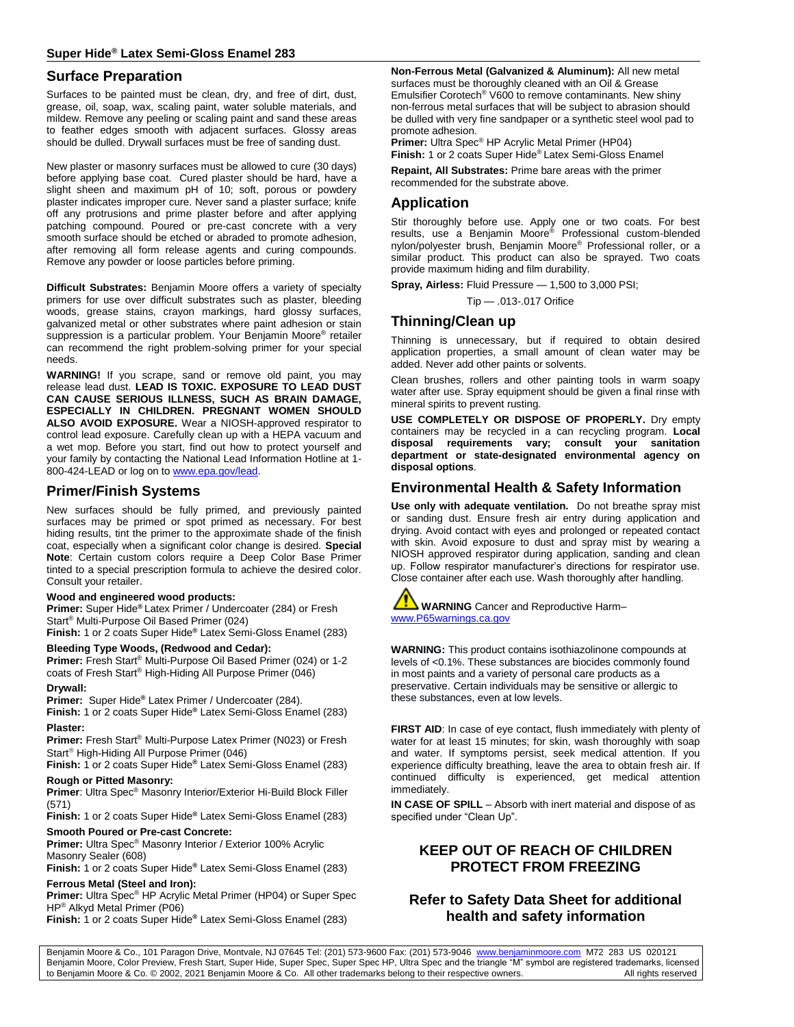## Surface Preparation

Surfaces to be painted must be clean, dry, and free of dirt, dust, grease, oil, soap, wax, scaling paint, water soluble materials, and mildew. Remove any peeling or scaling paint and sand these areas to feather edges smooth with adjacent surfaces. Glossy areas should be dulled. Drywall surfaces must be free of sanding dust.

New plaster or masonry surfaces must be allowed to cure (30 days) before applying base coat. Cured plaster should be hard, have a slight sheen and maximum pH of 10; soft, porous or powdery plaster indicates improper cure. Never sand a plaster surface; knife off any protrusions and prime plaster before and after applying patching compound. Poured or pre-cast concrete with a very smooth surface should be etched or abraded to promote adhesion, after removing all form release agents and curing compounds. Remove any powder or loose particles before priming.

**Difficult Substrates:** Benjamin Moore offers a variety of specialty primers for use over difficult substrates such as plaster, bleeding woods, grease stains, crayon markings, hard glossy surfaces, galvanized metal or other substrates where paint adhesion or stain suppression is a particular problem. Your Benjamin Moore® retailer can recommend the right problem-solving primer for your special needs.

**WARNING!** If you scrape, sand or remove old paint, you may release lead dust. **LEAD IS TOXIC. EXPOSURE TO LEAD DUST CAN CAUSE SERIOUS ILLNESS, SUCH AS BRAIN DAMAGE, ESPECIALLY IN CHILDREN. PREGNANT WOMEN SHOULD ALSO AVOID EXPOSURE.** Wear a NIOSH-approved respirator to control lead exposure. Carefully clean up with a HEPA vacuum and a wet mop. Before you start, find out how to protect yourself and your family by contacting the National Lead Information Hotline at 1-800-424-LEAD or log on to www.epa.gov/lead.

## Primer/Finish Systems

New surfaces should be fully primed, and previously painted surfaces may be primed or spot primed as necessary. For best hiding results, tint the primer to the approximate shade of the finish coat, especially when a significant color change is desired. **Special Note**: Certain custom colors require a Deep Color Base Primer tinted to a special prescription formula to achieve the desired color. Consult your retailer.

**Wood and engineered wood products:**
**Primer:** Super Hide® Latex Primer / Undercoater (284) or Fresh Start® Multi-Purpose Oil Based Primer (024)
**Finish:** 1 or 2 coats Super Hide® Latex Semi-Gloss Enamel (283)

**Bleeding Type Woods, (Redwood and Cedar):**
**Primer:** Fresh Start® Multi-Purpose Oil Based Primer (024) or 1-2 coats of Fresh Start® High-Hiding All Purpose Primer (046)

**Drywall:**
**Primer:** Super Hide® Latex Primer / Undercoater (284).
**Finish:** 1 or 2 coats Super Hide® Latex Semi-Gloss Enamel (283)

**Plaster:**
**Primer:** Fresh Start® Multi-Purpose Latex Primer (N023) or Fresh Start® High-Hiding All Purpose Primer (046)
**Finish:** 1 or 2 coats Super Hide® Latex Semi-Gloss Enamel (283)

**Rough or Pitted Masonry:**
**Primer**: Ultra Spec® Masonry Interior/Exterior Hi-Build Block Filler (571)
**Finish:** 1 or 2 coats Super Hide® Latex Semi-Gloss Enamel (283)

**Smooth Poured or Pre-cast Concrete:**
**Primer:** Ultra Spec® Masonry Interior / Exterior 100% Acrylic Masonry Sealer (608)
**Finish:** 1 or 2 coats Super Hide® Latex Semi-Gloss Enamel (283)

**Ferrous Metal (Steel and Iron):**
**Primer:** Ultra Spec® HP Acrylic Metal Primer (HP04) or Super Spec HP® Alkyd Metal Primer (P06)
**Finish:** 1 or 2 coats Super Hide® Latex Semi-Gloss Enamel (283)

**Non-Ferrous Metal (Galvanized & Aluminum):** All new metal surfaces must be thoroughly cleaned with an Oil & Grease Emulsifier Corotech® V600 to remove contaminants. New shiny non-ferrous metal surfaces that will be subject to abrasion should be dulled with very fine sandpaper or a synthetic steel wool pad to promote adhesion.
**Primer:** Ultra Spec® HP Acrylic Metal Primer (HP04)
**Finish:** 1 or 2 coats Super Hide® Latex Semi-Gloss Enamel

**Repaint, All Substrates:** Prime bare areas with the primer recommended for the substrate above.

## Application

Stir thoroughly before use. Apply one or two coats. For best results, use a Benjamin Moore® Professional custom-blended nylon/polyester brush, Benjamin Moore® Professional roller, or a similar product. This product can also be sprayed. Two coats provide maximum hiding and film durability.

**Spray, Airless:** Fluid Pressure — 1,500 to 3,000 PSI;
Tip — .013-.017 Orifice

## Thinning/Clean up

Thinning is unnecessary, but if required to obtain desired application properties, a small amount of clean water may be added. Never add other paints or solvents.

Clean brushes, rollers and other painting tools in warm soapy water after use. Spray equipment should be given a final rinse with mineral spirits to prevent rusting.

**USE COMPLETELY OR DISPOSE OF PROPERLY.** Dry empty containers may be recycled in a can recycling program. **Local disposal requirements vary; consult your sanitation department or state-designated environmental agency on disposal options**.

## Environmental Health & Safety Information

**Use only with adequate ventilation.** Do not breathe spray mist or sanding dust. Ensure fresh air entry during application and drying. Avoid contact with eyes and prolonged or repeated contact with skin. Avoid exposure to dust and spray mist by wearing a NIOSH approved respirator during application, sanding and clean up. Follow respirator manufacturer's directions for respirator use. Close container after each use. Wash thoroughly after handling.

**WARNING** Cancer and Reproductive Harm– www.P65warnings.ca.gov

**WARNING:** This product contains isothiazolinone compounds at levels of <0.1%. These substances are biocides commonly found in most paints and a variety of personal care products as a preservative. Certain individuals may be sensitive or allergic to these substances, even at low levels.

**FIRST AID**: In case of eye contact, flush immediately with plenty of water for at least 15 minutes; for skin, wash thoroughly with soap and water. If symptoms persist, seek medical attention. If you experience difficulty breathing, leave the area to obtain fresh air. If continued difficulty is experienced, get medical attention immediately.

**IN CASE OF SPILL** – Absorb with inert material and dispose of as specified under "Clean Up".

**KEEP OUT OF REACH OF CHILDREN**
**PROTECT FROM FREEZING**

**Refer to Safety Data Sheet for additional health and safety information**

Benjamin Moore & Co., 101 Paragon Drive, Montvale, NJ 07645 Tel: (201) 573-9600 Fax: (201) 573-9046 www.benjaminmoore.com M72 283 US 020121
Benjamin Moore, Color Preview, Fresh Start, Super Hide, Super Spec, Super Spec HP, Ultra Spec and the triangle "M" symbol are registered trademarks, licensed to Benjamin Moore & Co. © 2002, 2021 Benjamin Moore & Co. All other trademarks belong to their respective owners. All rights reserved